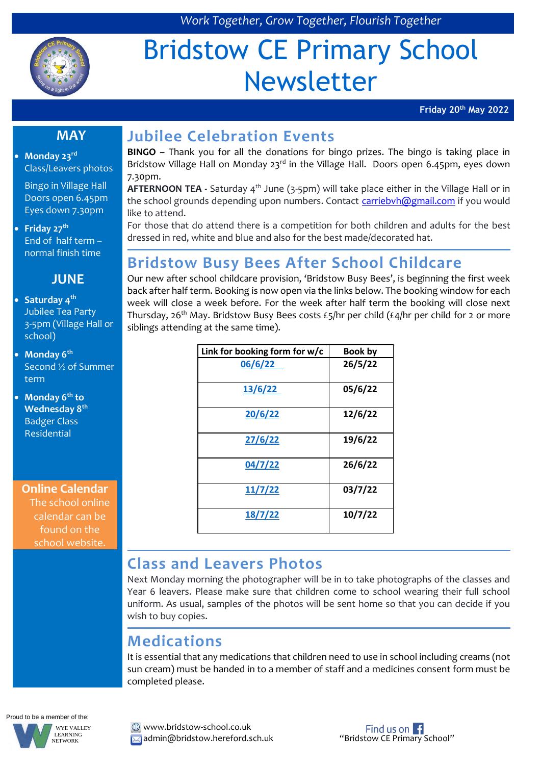*Work Together, Grow Together, Flourish Together*

# Bridstow CE Primary School Newsletter

**Friday 20th May 2022**

## MAY

- **Monday 23rd**
  Class/Leavers photos
  Bingo in Village Hall Doors open 6.45pm Eyes down 7.30pm
- **Friday 27th**
  End of half term – normal finish time

## JUNE

- **Saturday 4th**
  Jubilee Tea Party 3-5pm (Village Hall or school)
- **Monday 6th**
  Second ½ of Summer term
- **Monday 6th to Wednesday 8th**
  Badger Class Residential

**Online Calendar**
The school online calendar can be found on the school website.

## Jubilee Celebration Events

**BINGO –** Thank you for all the donations for bingo prizes. The bingo is taking place in Bridstow Village Hall on Monday 23rd in the Village Hall. Doors open 6.45pm, eyes down 7.30pm.

**AFTERNOON TEA** - Saturday 4th June (3-5pm) will take place either in the Village Hall or in the school grounds depending upon numbers. Contact carriebvh@gmail.com if you would like to attend.

For those that do attend there is a competition for both children and adults for the best dressed in red, white and blue and also for the best made/decorated hat.

## Bridstow Busy Bees After School Childcare

Our new after school childcare provision, 'Bridstow Busy Bees', is beginning the first week back after half term. Booking is now open via the links below. The booking window for each week will close a week before. For the week after half term the booking will close next Thursday, 26th May. Bridstow Busy Bees costs £5/hr per child (£4/hr per child for 2 or more siblings attending at the same time).

| Link for booking form for w/c | Book by |
| --- | --- |
| 06/6/22 | 26/5/22 |
| 13/6/22 | 05/6/22 |
| 20/6/22 | 12/6/22 |
| 27/6/22 | 19/6/22 |
| 04/7/22 | 26/6/22 |
| 11/7/22 | 03/7/22 |
| 18/7/22 | 10/7/22 |

## Class and Leavers Photos

Next Monday morning the photographer will be in to take photographs of the classes and Year 6 leavers. Please make sure that children come to school wearing their full school uniform. As usual, samples of the photos will be sent home so that you can decide if you wish to buy copies.

## Medications

It is essential that any medications that children need to use in school including creams (not sun cream) must be handed in to a member of staff and a medicines consent form must be completed please.

Proud to be a member of the: Wye Valley Learning Network

www.bridstow-school.co.uk
admin@bridstow.hereford.sch.uk

Find us on "Bridstow CE Primary School"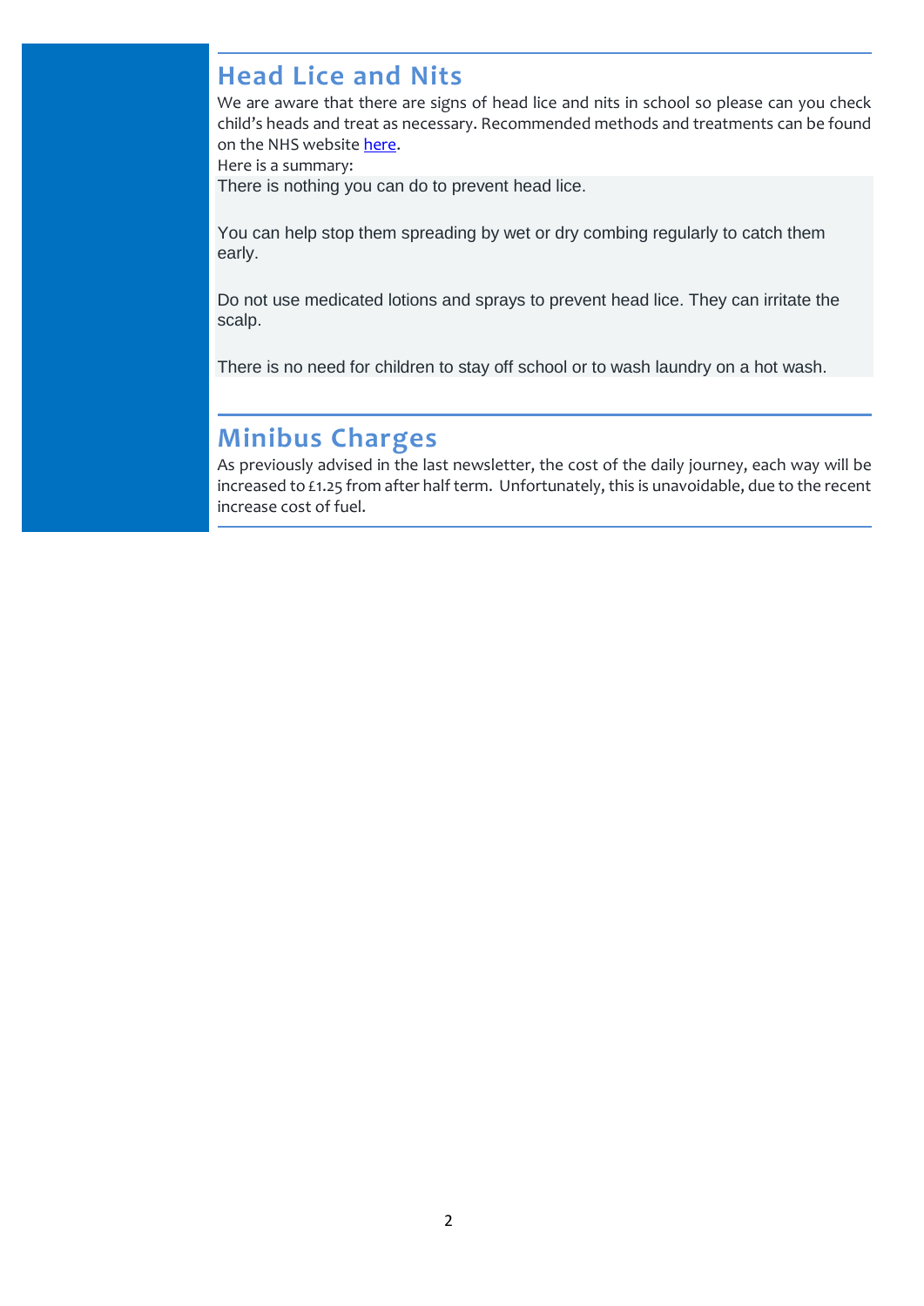## Head Lice and Nits

We are aware that there are signs of head lice and nits in school so please can you check child's heads and treat as necessary. Recommended methods and treatments can be found on the NHS website here.

Here is a summary:

There is nothing you can do to prevent head lice.

You can help stop them spreading by wet or dry combing regularly to catch them early.

Do not use medicated lotions and sprays to prevent head lice. They can irritate the scalp.

There is no need for children to stay off school or to wash laundry on a hot wash.

## Minibus Charges

As previously advised in the last newsletter, the cost of the daily journey, each way will be increased to £1.25 from after half term. Unfortunately, this is unavoidable, due to the recent increase cost of fuel.